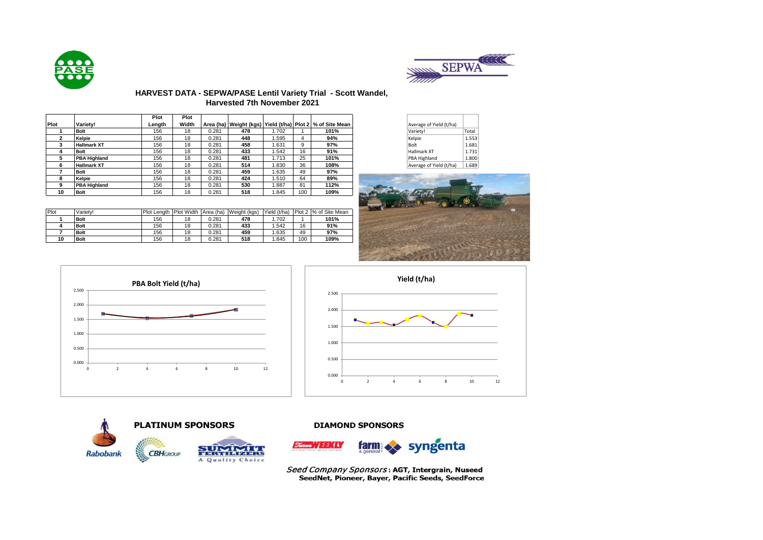# HARVEST DATA - SEPWA/PASE Lentil Variety Trial - Scott Wandel, Harvested 7th November 2021

| Plot | Variety! | Plot Length | Plot Width | Area (ha) | Weight (kgs) | Yield (t/ha) | Plot 2 | % of Site Mean |
|---|---|---|---|---|---|---|---|---|
| 1 | **Bolt** | 156 | 18 | 0.281 | **478** | 1.702 | 1 | **101%** |
| 2 | **Kelpie** | 156 | 18 | 0.281 | **448** | 1.595 | 4 | **94%** |
| 3 | **Hallmark XT** | 156 | 18 | 0.281 | **458** | 1.631 | 9 | **97%** |
| 4 | **Bolt** | 156 | 18 | 0.281 | **433** | 1.542 | 16 | **91%** |
| 5 | **PBA Highland** | 156 | 18 | 0.281 | **481** | 1.713 | 25 | **101%** |
| 6 | **Hallmark XT** | 156 | 18 | 0.281 | **514** | 1.830 | 36 | **108%** |
| 7 | **Bolt** | 156 | 18 | 0.281 | **459** | 1.635 | 49 | **97%** |
| 8 | **Kelpie** | 156 | 18 | 0.281 | **424** | 1.510 | 64 | **89%** |
| 9 | **PBA Highland** | 156 | 18 | 0.281 | **530** | 1.887 | 81 | **112%** |
| 10 | **Bolt** | 156 | 18 | 0.281 | **518** | 1.845 | 100 | **109%** |

| Average of Yield (t/ha) | |
|---|---|
| Variety! | Total |
| Kelpie | 1.553 |
| Bolt | 1.681 |
| Hallmark XT | 1.731 |
| PBA Highland | 1.800 |
| Average of Yield (t/ha) | 1.689 |

| Plot | Variety! | Plot Length | Plot Width | Area (ha) | Weight (kgs) | Yield (t/ha) | Plot 2 | % of Site Mean |
|---|---|---|---|---|---|---|---|---|
| 1 | **Bolt** | 156 | 18 | 0.281 | **478** | 1.702 | 1 | **101%** |
| 4 | **Bolt** | 156 | 18 | 0.281 | **433** | 1.542 | 16 | **91%** |
| 7 | **Bolt** | 156 | 18 | 0.281 | **459** | 1.635 | 49 | **97%** |
| 10 | **Bolt** | 156 | 18 | 0.281 | **518** | 1.845 | 100 | **109%** |

**PBA Bolt Yield (t/ha)**

**Yield (t/ha)**

**PLATINUM SPONSORS**

Rabobank, CBH Group, Summit Fertilizers – A Quality Choice

**DIAMOND SPONSORS**

Farm Weekly, farm & general, syngenta

*Seed Company Sponsors*: **AGT, Intergrain, Nuseed SeedNet, Pioneer, Bayer, Pacific Seeds, SeedForce**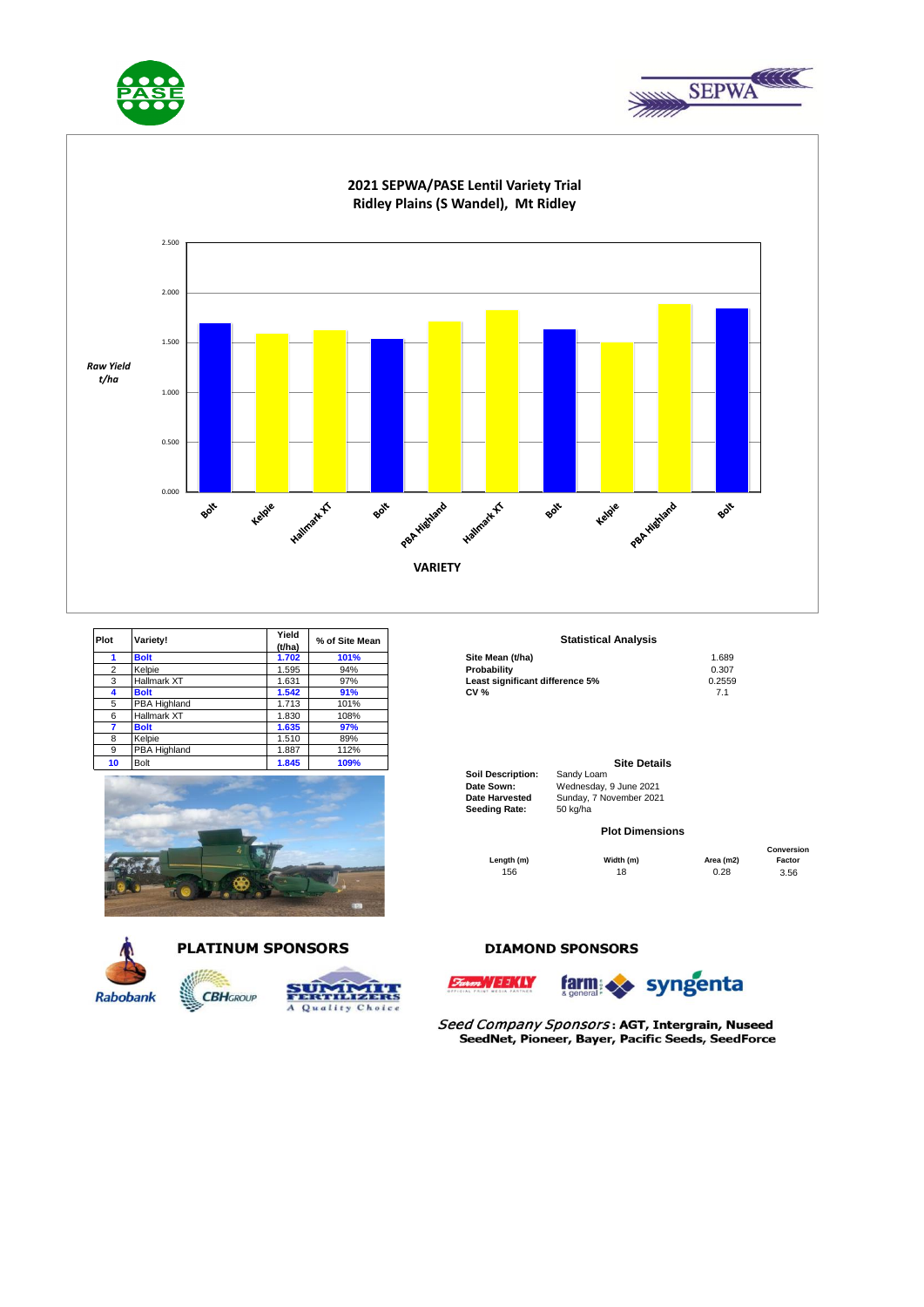## 2021 SEPWA/PASE Lentil Variety Trial
## Ridley Plains (S Wandel), Mt Ridley

Raw Yield t/ha

VARIETY

| Plot | Variety! | Yield (t/ha) | % of Site Mean |
|---|---|---|---|
| **1** | **Bolt** | **1.702** | **101%** |
| 2 | Kelpie | 1.595 | 94% |
| 3 | Hallmark XT | 1.631 | 97% |
| **4** | **Bolt** | **1.542** | **91%** |
| 5 | PBA Highland | 1.713 | 101% |
| 6 | Hallmark XT | 1.830 | 108% |
| **7** | **Bolt** | **1.635** | **97%** |
| 8 | Kelpie | 1.510 | 89% |
| 9 | PBA Highland | 1.887 | 112% |
| **10** | Bolt | **1.845** | **109%** |

### Statistical Analysis

| | |
|---|---|
| **Site Mean (t/ha)** | 1.689 |
| **Probability** | 0.307 |
| **Least significant difference 5%** | 0.2559 |
| **CV %** | 7.1 |

### Site Details

**Soil Description:** Sandy Loam
**Date Sown:** Wednesday, 9 June 2021
**Date Harvested** Sunday, 7 November 2021
**Seeding Rate:** 50 kg/ha

### Plot Dimensions

| Length (m) | Width (m) | Area (m2) | Conversion Factor |
|---|---|---|---|
| 156 | 18 | 0.28 | 3.56 |

**PLATINUM SPONSORS**

Rabobank, CBH Group, Summit Fertilizers – A Quality Choice

**DIAMOND SPONSORS**

Farm Weekly, farm & general, syngenta

*Seed Company Sponsors*: **AGT, Intergrain, Nuseed SeedNet, Pioneer, Bayer, Pacific Seeds, SeedForce**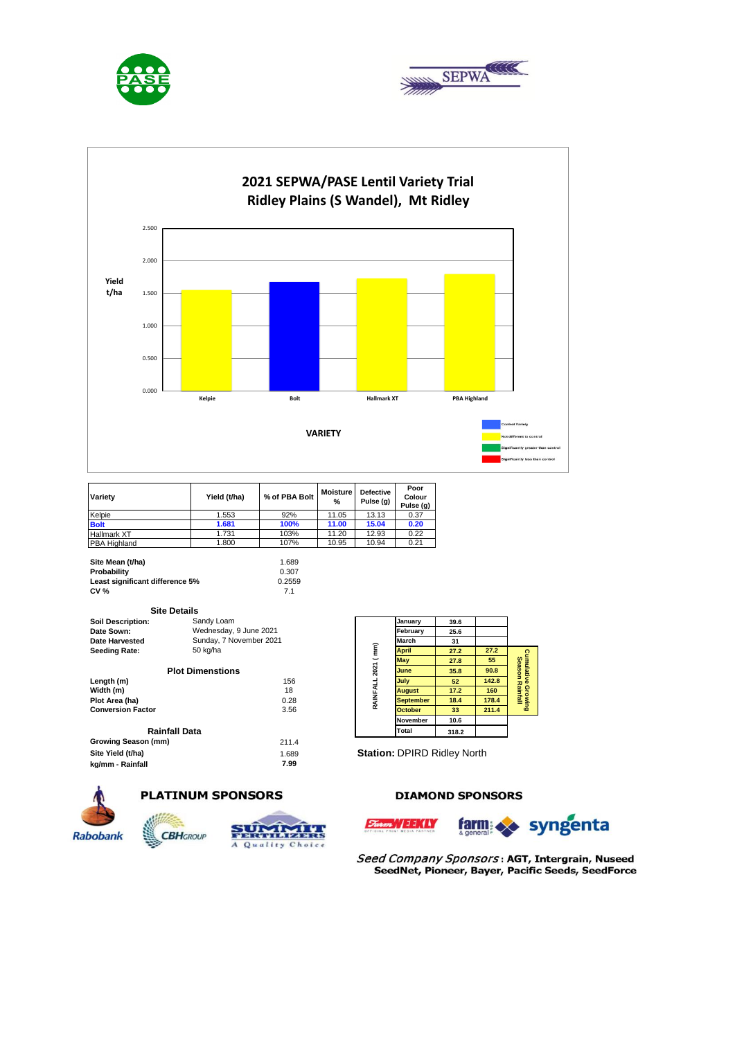PASE

SEPWA

# 2021 SEPWA/PASE Lentil Variety Trial
## Ridley Plains (S Wandel), Mt Ridley

Yield t/ha

2.500
2.000
1.500
1.000
0.500
0.000

Kelpie
Bolt
Hallmark XT
PBA Highland

VARIETY

Control Variety
Not different to control
Significantly greater than control
Significantly less than control

| Variety | Yield (t/ha) | % of PBA Bolt | Moisture % | Defective Pulse (g) | Poor Colour Pulse (g) |
|---|---|---|---|---|---|
| Kelpie | 1.553 | 92% | 11.05 | 13.13 | 0.37 |
| **Bolt** | **1.681** | **100%** | **11.00** | **15.04** | **0.20** |
| Hallmark XT | 1.731 | 103% | 11.20 | 12.93 | 0.22 |
| PBA Highland | 1.800 | 107% | 10.95 | 10.94 | 0.21 |

| | |
|---|---|
| **Site Mean (t/ha)** | 1.689 |
| **Probability** | 0.307 |
| **Least significant difference 5%** | 0.2559 |
| **CV %** | 7.1 |

### Site Details

| | |
|---|---|
| **Soil Description:** | Sandy Loam |
| **Date Sown:** | Wednesday, 9 June 2021 |
| **Date Harvested** | Sunday, 7 November 2021 |
| **Seeding Rate:** | 50 kg/ha |

### Plot Dimenstions

| | |
|---|---|
| **Length (m)** | 156 |
| **Width (m)** | 18 |
| **Plot Area (ha)** | 0.28 |
| **Conversion Factor** | 3.56 |

### Rainfall Data

| | |
|---|---|
| **Growing Season (mm)** | 211.4 |
| **Site Yield (t/ha)** | 1.689 |
| **kg/mm - Rainfall** | **7.99** |

RAINFALL 2021 ( mm)

| Month | Rainfall | Cumulative Growing Season Rainfall |
|---|---|---|
| January | 39.6 | |
| February | 25.6 | |
| March | 31 | |
| April | 27.2 | 27.2 |
| May | 27.8 | 55 |
| June | 35.8 | 90.8 |
| July | 52 | 142.8 |
| August | 17.2 | 160 |
| September | 18.4 | 178.4 |
| October | 33 | 211.4 |
| November | 10.6 | |
| Total | 318.2 | |

**Station:** DPIRD Ridley North

**PLATINUM SPONSORS**

Rabobank, CBH Group, Summit Fertilizers – A Quality Choice

**DIAMOND SPONSORS**

Farm Weekly, farm & general, syngenta

*Seed Company Sponsors* : **AGT, Intergrain, Nuseed SeedNet, Pioneer, Bayer, Pacific Seeds, SeedForce**